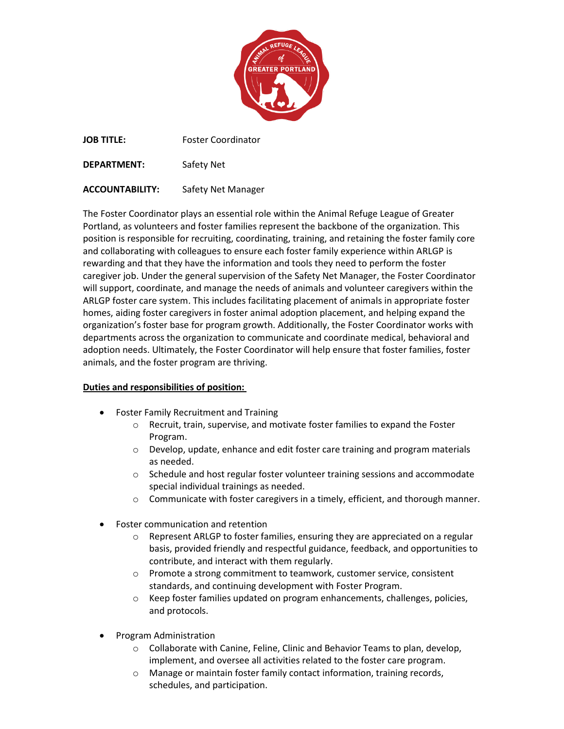**JOB TITLE:** Foster Coordinator

**DEPARTMENT:** Safety Net

**ACCOUNTABILITY:** Safety Net Manager

The Foster Coordinator plays an essential role within the Animal Refuge League of Greater Portland, as volunteers and foster families represent the backbone of the organization. This position is responsible for recruiting, coordinating, training, and retaining the foster family core and collaborating with colleagues to ensure each foster family experience within ARLGP is rewarding and that they have the information and tools they need to perform the foster caregiver job. Under the general supervision of the Safety Net Manager, the Foster Coordinator will support, coordinate, and manage the needs of animals and volunteer caregivers within the ARLGP foster care system. This includes facilitating placement of animals in appropriate foster homes, aiding foster caregivers in foster animal adoption placement, and helping expand the organization's foster base for program growth. Additionally, the Foster Coordinator works with departments across the organization to communicate and coordinate medical, behavioral and adoption needs. Ultimately, the Foster Coordinator will help ensure that foster families, foster animals, and the foster program are thriving.

**Duties and responsibilities of position:**

- Foster Family Recruitment and Training
  - Recruit, train, supervise, and motivate foster families to expand the Foster Program.
  - Develop, update, enhance and edit foster care training and program materials as needed.
  - Schedule and host regular foster volunteer training sessions and accommodate special individual trainings as needed.
  - Communicate with foster caregivers in a timely, efficient, and thorough manner.

- Foster communication and retention
  - Represent ARLGP to foster families, ensuring they are appreciated on a regular basis, provided friendly and respectful guidance, feedback, and opportunities to contribute, and interact with them regularly.
  - Promote a strong commitment to teamwork, customer service, consistent standards, and continuing development with Foster Program.
  - Keep foster families updated on program enhancements, challenges, policies, and protocols.

- Program Administration
  - Collaborate with Canine, Feline, Clinic and Behavior Teams to plan, develop, implement, and oversee all activities related to the foster care program.
  - Manage or maintain foster family contact information, training records, schedules, and participation.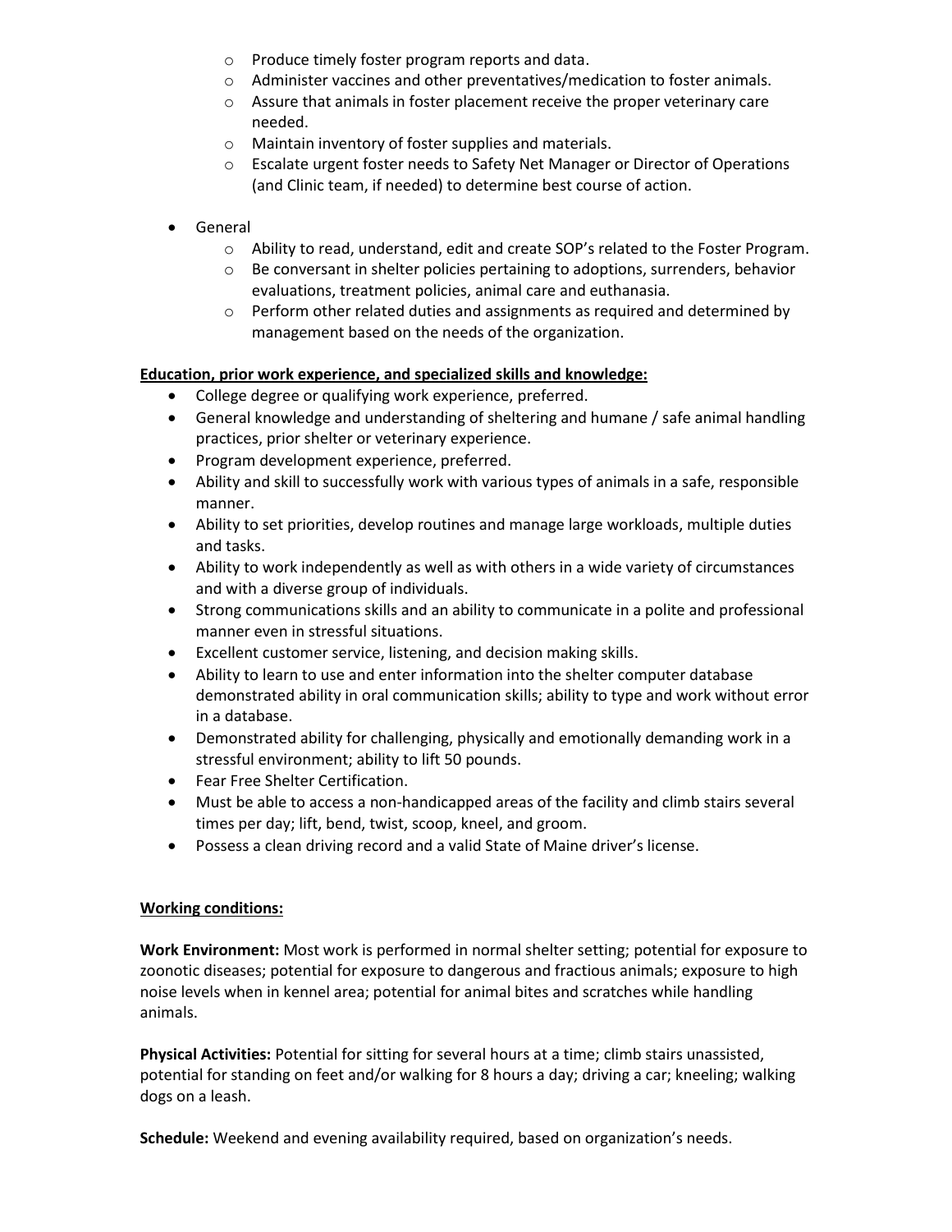- Produce timely foster program reports and data.
  - Administer vaccines and other preventatives/medication to foster animals.
  - Assure that animals in foster placement receive the proper veterinary care needed.
  - Maintain inventory of foster supplies and materials.
  - Escalate urgent foster needs to Safety Net Manager or Director of Operations (and Clinic team, if needed) to determine best course of action.

- General
  - Ability to read, understand, edit and create SOP's related to the Foster Program.
  - Be conversant in shelter policies pertaining to adoptions, surrenders, behavior evaluations, treatment policies, animal care and euthanasia.
  - Perform other related duties and assignments as required and determined by management based on the needs of the organization.

**Education, prior work experience, and specialized skills and knowledge:**

- College degree or qualifying work experience, preferred.
- General knowledge and understanding of sheltering and humane / safe animal handling practices, prior shelter or veterinary experience.
- Program development experience, preferred.
- Ability and skill to successfully work with various types of animals in a safe, responsible manner.
- Ability to set priorities, develop routines and manage large workloads, multiple duties and tasks.
- Ability to work independently as well as with others in a wide variety of circumstances and with a diverse group of individuals.
- Strong communications skills and an ability to communicate in a polite and professional manner even in stressful situations.
- Excellent customer service, listening, and decision making skills.
- Ability to learn to use and enter information into the shelter computer database demonstrated ability in oral communication skills; ability to type and work without error in a database.
- Demonstrated ability for challenging, physically and emotionally demanding work in a stressful environment; ability to lift 50 pounds.
- Fear Free Shelter Certification.
- Must be able to access a non-handicapped areas of the facility and climb stairs several times per day; lift, bend, twist, scoop, kneel, and groom.
- Possess a clean driving record and a valid State of Maine driver's license.

**Working conditions:**

**Work Environment:** Most work is performed in normal shelter setting; potential for exposure to zoonotic diseases; potential for exposure to dangerous and fractious animals; exposure to high noise levels when in kennel area; potential for animal bites and scratches while handling animals.

**Physical Activities:** Potential for sitting for several hours at a time; climb stairs unassisted, potential for standing on feet and/or walking for 8 hours a day; driving a car; kneeling; walking dogs on a leash.

**Schedule:** Weekend and evening availability required, based on organization's needs.